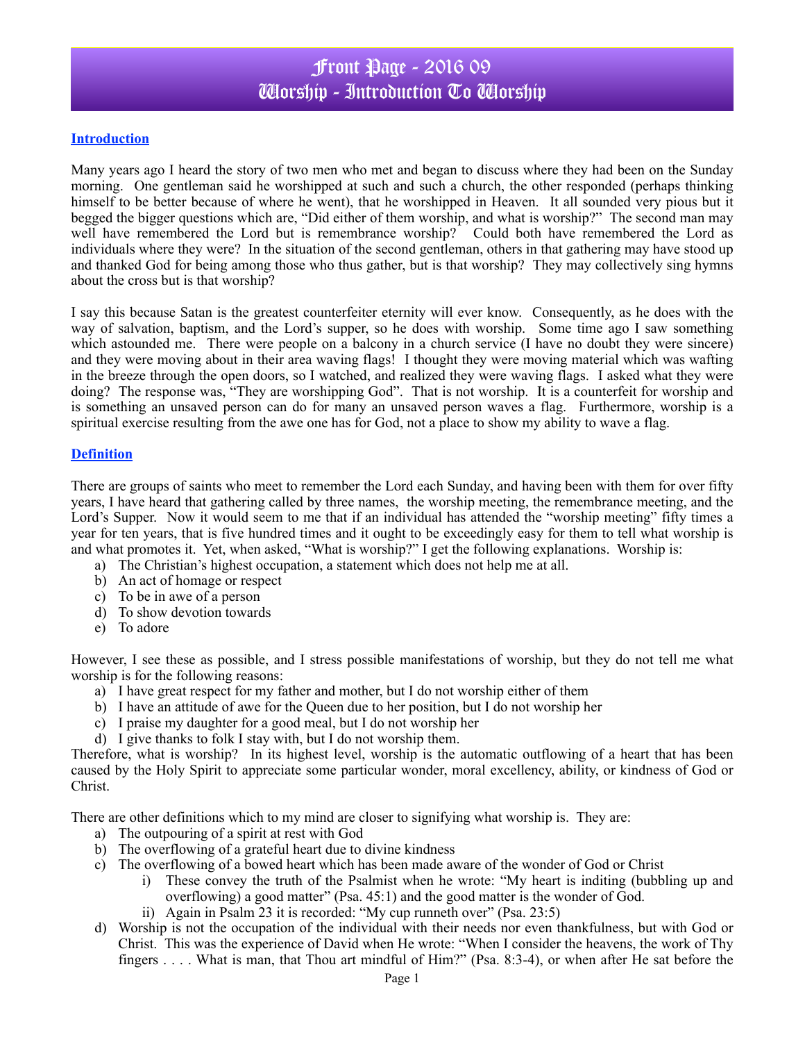# Front Page - 2016 09
# Worship - Introduction To Worship

## Introduction

Many years ago I heard the story of two men who met and began to discuss where they had been on the Sunday morning. One gentleman said he worshipped at such and such a church, the other responded (perhaps thinking himself to be better because of where he went), that he worshipped in Heaven. It all sounded very pious but it begged the bigger questions which are, "Did either of them worship, and what is worship?" The second man may well have remembered the Lord but is remembrance worship? Could both have remembered the Lord as individuals where they were? In the situation of the second gentleman, others in that gathering may have stood up and thanked God for being among those who thus gather, but is that worship? They may collectively sing hymns about the cross but is that worship?

I say this because Satan is the greatest counterfeiter eternity will ever know. Consequently, as he does with the way of salvation, baptism, and the Lord's supper, so he does with worship. Some time ago I saw something which astounded me. There were people on a balcony in a church service (I have no doubt they were sincere) and they were moving about in their area waving flags! I thought they were moving material which was wafting in the breeze through the open doors, so I watched, and realized they were waving flags. I asked what they were doing? The response was, "They are worshipping God". That is not worship. It is a counterfeit for worship and is something an unsaved person can do for many an unsaved person waves a flag. Furthermore, worship is a spiritual exercise resulting from the awe one has for God, not a place to show my ability to wave a flag.

## Definition

There are groups of saints who meet to remember the Lord each Sunday, and having been with them for over fifty years, I have heard that gathering called by three names, the worship meeting, the remembrance meeting, and the Lord's Supper. Now it would seem to me that if an individual has attended the "worship meeting" fifty times a year for ten years, that is five hundred times and it ought to be exceedingly easy for them to tell what worship is and what promotes it. Yet, when asked, "What is worship?" I get the following explanations. Worship is:

a) The Christian's highest occupation, a statement which does not help me at all.
b) An act of homage or respect
c) To be in awe of a person
d) To show devotion towards
e) To adore

However, I see these as possible, and I stress possible manifestations of worship, but they do not tell me what worship is for the following reasons:

a) I have great respect for my father and mother, but I do not worship either of them
b) I have an attitude of awe for the Queen due to her position, but I do not worship her
c) I praise my daughter for a good meal, but I do not worship her
d) I give thanks to folk I stay with, but I do not worship them.

Therefore, what is worship? In its highest level, worship is the automatic outflowing of a heart that has been caused by the Holy Spirit to appreciate some particular wonder, moral excellency, ability, or kindness of God or Christ.

There are other definitions which to my mind are closer to signifying what worship is. They are:

a) The outpouring of a spirit at rest with God
b) The overflowing of a grateful heart due to divine kindness
c) The overflowing of a bowed heart which has been made aware of the wonder of God or Christ
    i) These convey the truth of the Psalmist when he wrote: "My heart is inditing (bubbling up and overflowing) a good matter" (Psa. 45:1) and the good matter is the wonder of God.
    ii) Again in Psalm 23 it is recorded: "My cup runneth over" (Psa. 23:5)
d) Worship is not the occupation of the individual with their needs nor even thankfulness, but with God or Christ. This was the experience of David when He wrote: "When I consider the heavens, the work of Thy fingers . . . . What is man, that Thou art mindful of Him?" (Psa. 8:3-4), or when after He sat before the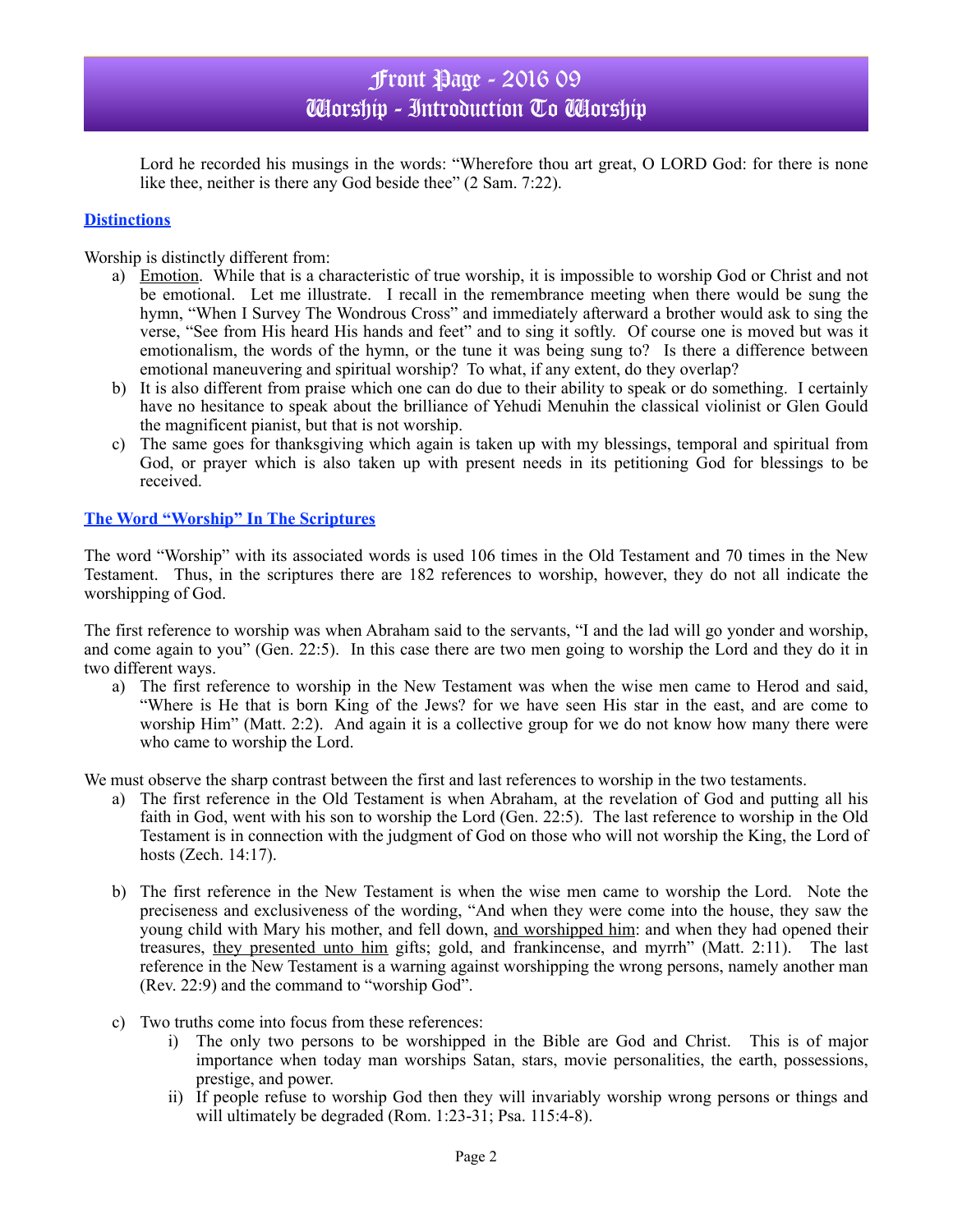Lord he recorded his musings in the words: "Wherefore thou art great, O LORD God: for there is none like thee, neither is there any God beside thee" (2 Sam. 7:22).

## Distinctions

Worship is distinctly different from:

a) Emotion. While that is a characteristic of true worship, it is impossible to worship God or Christ and not be emotional. Let me illustrate. I recall in the remembrance meeting when there would be sung the hymn, "When I Survey The Wondrous Cross" and immediately afterward a brother would ask to sing the verse, "See from His heard His hands and feet" and to sing it softly. Of course one is moved but was it emotionalism, the words of the hymn, or the tune it was being sung to? Is there a difference between emotional maneuvering and spiritual worship? To what, if any extent, do they overlap?

b) It is also different from praise which one can do due to their ability to speak or do something. I certainly have no hesitance to speak about the brilliance of Yehudi Menuhin the classical violinist or Glen Gould the magnificent pianist, but that is not worship.

c) The same goes for thanksgiving which again is taken up with my blessings, temporal and spiritual from God, or prayer which is also taken up with present needs in its petitioning God for blessings to be received.

## The Word "Worship" In The Scriptures

The word "Worship" with its associated words is used 106 times in the Old Testament and 70 times in the New Testament. Thus, in the scriptures there are 182 references to worship, however, they do not all indicate the worshipping of God.

The first reference to worship was when Abraham said to the servants, "I and the lad will go yonder and worship, and come again to you" (Gen. 22:5). In this case there are two men going to worship the Lord and they do it in two different ways.

a) The first reference to worship in the New Testament was when the wise men came to Herod and said, "Where is He that is born King of the Jews? for we have seen His star in the east, and are come to worship Him" (Matt. 2:2). And again it is a collective group for we do not know how many there were who came to worship the Lord.

We must observe the sharp contrast between the first and last references to worship in the two testaments.

a) The first reference in the Old Testament is when Abraham, at the revelation of God and putting all his faith in God, went with his son to worship the Lord (Gen. 22:5). The last reference to worship in the Old Testament is in connection with the judgment of God on those who will not worship the King, the Lord of hosts (Zech. 14:17).

b) The first reference in the New Testament is when the wise men came to worship the Lord. Note the preciseness and exclusiveness of the wording, "And when they were come into the house, they saw the young child with Mary his mother, and fell down, and worshipped him: and when they had opened their treasures, they presented unto him gifts; gold, and frankincense, and myrrh" (Matt. 2:11). The last reference in the New Testament is a warning against worshipping the wrong persons, namely another man (Rev. 22:9) and the command to "worship God".

c) Two truths come into focus from these references:
   i) The only two persons to be worshipped in the Bible are God and Christ. This is of major importance when today man worships Satan, stars, movie personalities, the earth, possessions, prestige, and power.
   ii) If people refuse to worship God then they will invariably worship wrong persons or things and will ultimately be degraded (Rom. 1:23-31; Psa. 115:4-8).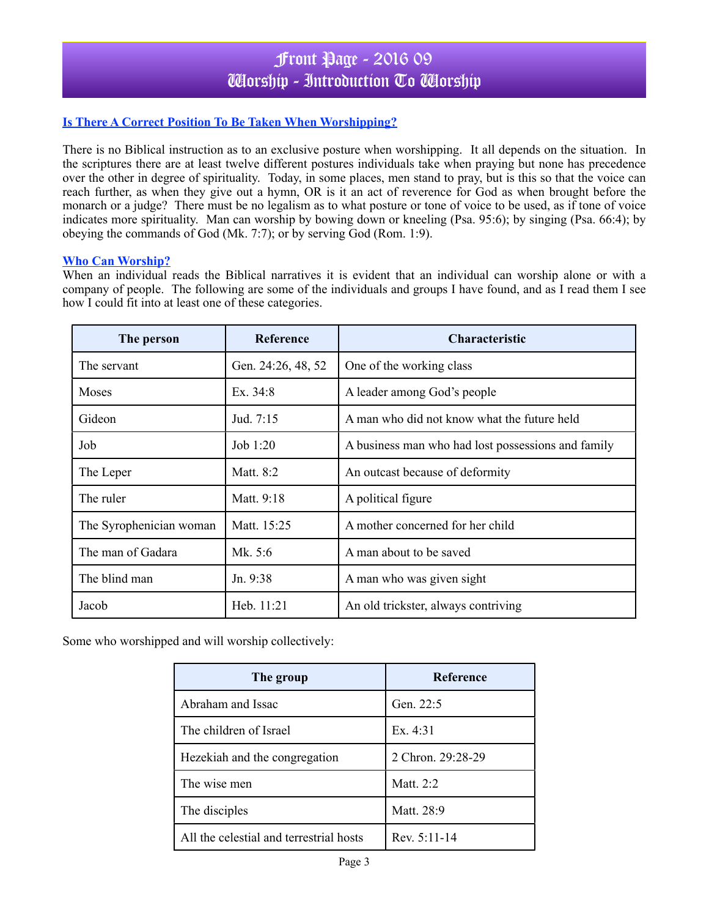# Front Page - 2016 09
# Worship - Introduction To Worship

## Is There A Correct Position To Be Taken When Worshipping?

There is no Biblical instruction as to an exclusive posture when worshipping. It all depends on the situation. In the scriptures there are at least twelve different postures individuals take when praying but none has precedence over the other in degree of spirituality. Today, in some places, men stand to pray, but is this so that the voice can reach further, as when they give out a hymn, OR is it an act of reverence for God as when brought before the monarch or a judge? There must be no legalism as to what posture or tone of voice to be used, as if tone of voice indicates more spirituality. Man can worship by bowing down or kneeling (Psa. 95:6); by singing (Psa. 66:4); by obeying the commands of God (Mk. 7:7); or by serving God (Rom. 1:9).

## Who Can Worship?

When an individual reads the Biblical narratives it is evident that an individual can worship alone or with a company of people. The following are some of the individuals and groups I have found, and as I read them I see how I could fit into at least one of these categories.

| The person | Reference | Characteristic |
|---|---|---|
| The servant | Gen. 24:26, 48, 52 | One of the working class |
| Moses | Ex. 34:8 | A leader among God's people |
| Gideon | Jud. 7:15 | A man who did not know what the future held |
| Job | Job 1:20 | A business man who had lost possessions and family |
| The Leper | Matt. 8:2 | An outcast because of deformity |
| The ruler | Matt. 9:18 | A political figure |
| The Syrophenician woman | Matt. 15:25 | A mother concerned for her child |
| The man of Gadara | Mk. 5:6 | A man about to be saved |
| The blind man | Jn. 9:38 | A man who was given sight |
| Jacob | Heb. 11:21 | An old trickster, always contriving |

Some who worshipped and will worship collectively:

| The group | Reference |
|---|---|
| Abraham and Issac | Gen. 22:5 |
| The children of Israel | Ex. 4:31 |
| Hezekiah and the congregation | 2 Chron. 29:28-29 |
| The wise men | Matt. 2:2 |
| The disciples | Matt. 28:9 |
| All the celestial and terrestrial hosts | Rev. 5:11-14 |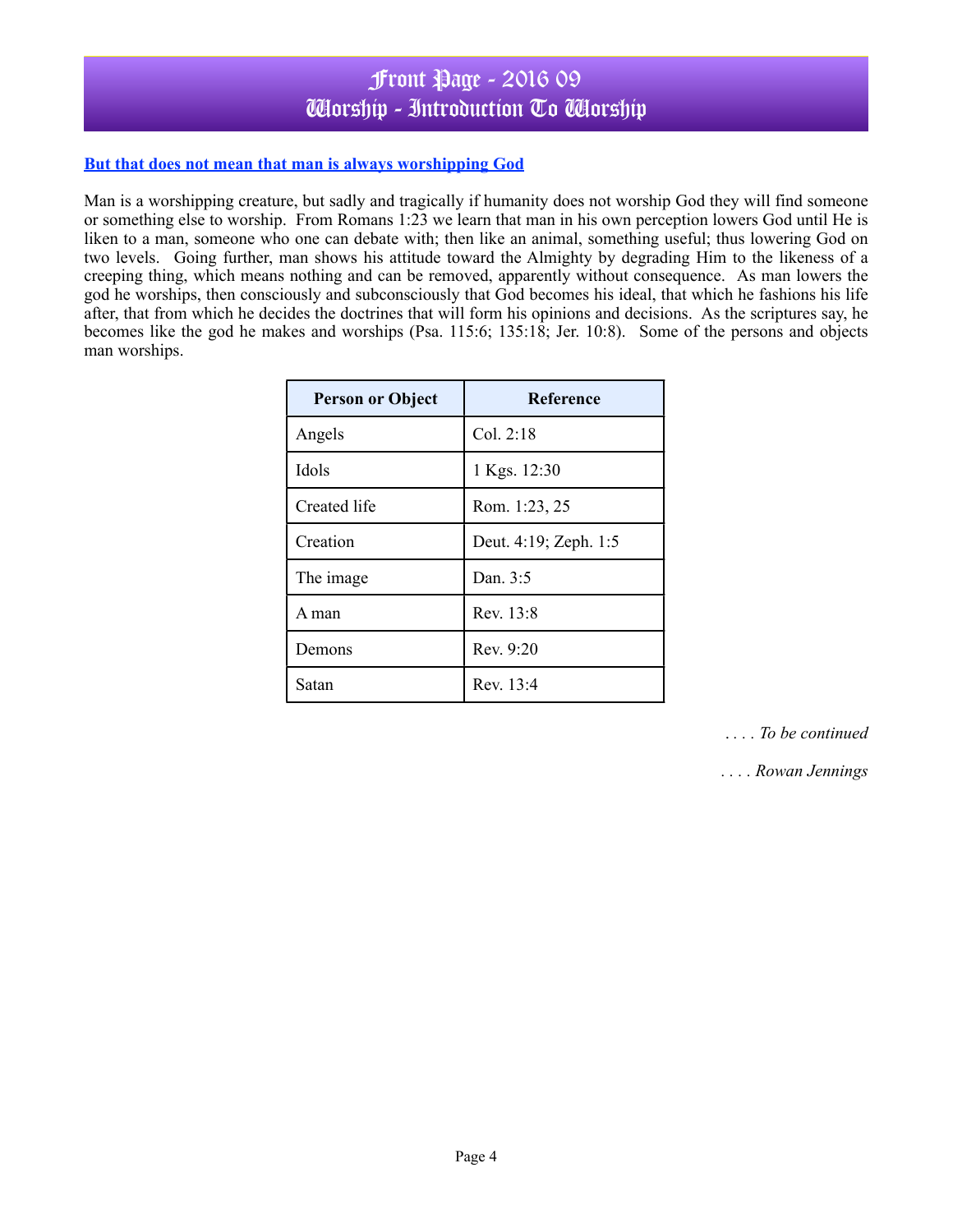# Front Page - 2016 09
# Worship - Introduction To Worship

**But that does not mean that man is always worshipping God**

Man is a worshipping creature, but sadly and tragically if humanity does not worship God they will find someone or something else to worship. From Romans 1:23 we learn that man in his own perception lowers God until He is liken to a man, someone who one can debate with; then like an animal, something useful; thus lowering God on two levels. Going further, man shows his attitude toward the Almighty by degrading Him to the likeness of a creeping thing, which means nothing and can be removed, apparently without consequence. As man lowers the god he worships, then consciously and subconsciously that God becomes his ideal, that which he fashions his life after, that from which he decides the doctrines that will form his opinions and decisions. As the scriptures say, he becomes like the god he makes and worships (Psa. 115:6; 135:18; Jer. 10:8). Some of the persons and objects man worships.

| Person or Object | Reference |
| --- | --- |
| Angels | Col. 2:18 |
| Idols | 1 Kgs. 12:30 |
| Created life | Rom. 1:23, 25 |
| Creation | Deut. 4:19; Zeph. 1:5 |
| The image | Dan. 3:5 |
| A man | Rev. 13:8 |
| Demons | Rev. 9:20 |
| Satan | Rev. 13:4 |

*. . . . To be continued*

*. . . . Rowan Jennings*